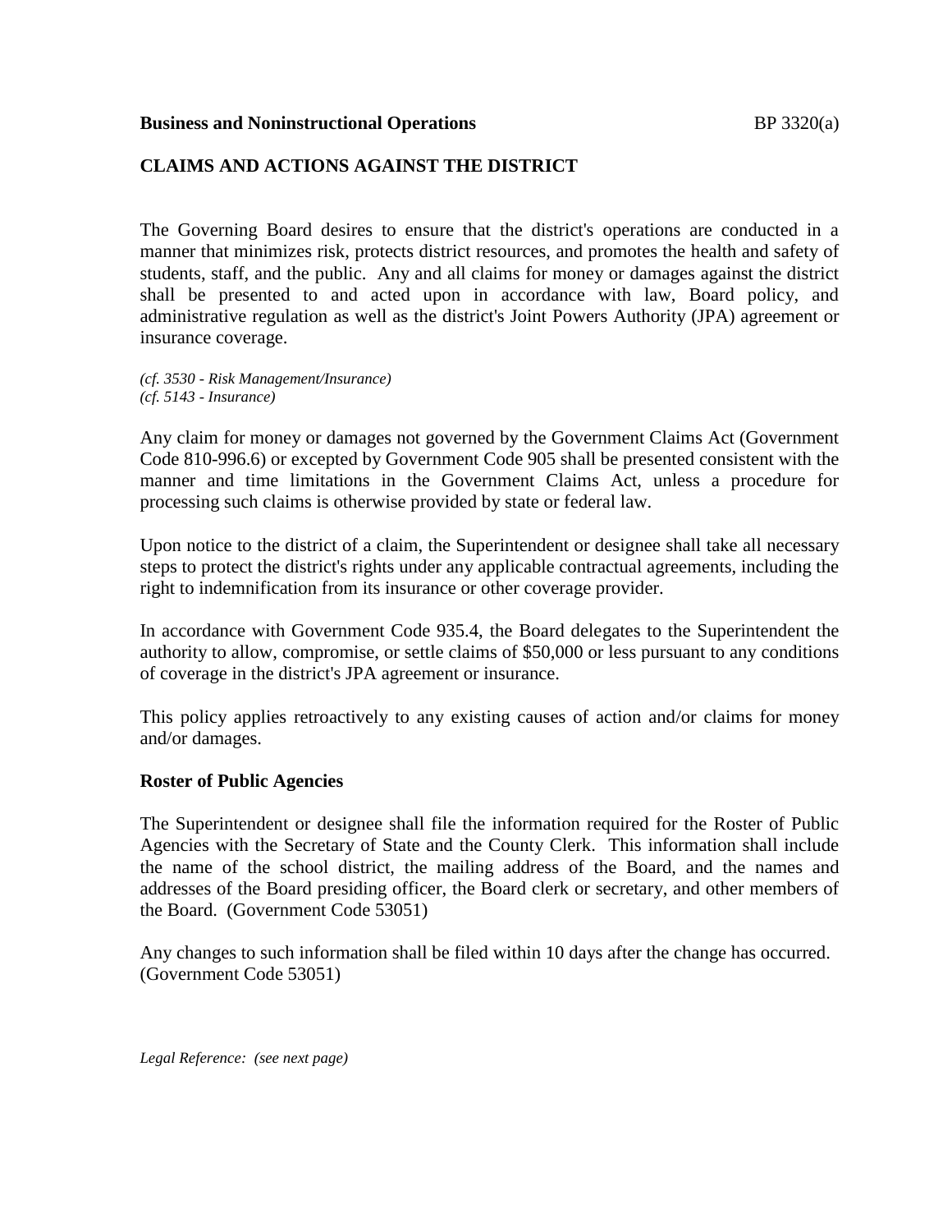**Business and Noninstructional Operations** BP 3320(a)

## CLAIMS AND ACTIONS AGAINST THE DISTRICT

The Governing Board desires to ensure that the district's operations are conducted in a manner that minimizes risk, protects district resources, and promotes the health and safety of students, staff, and the public. Any and all claims for money or damages against the district shall be presented to and acted upon in accordance with law, Board policy, and administrative regulation as well as the district's Joint Powers Authority (JPA) agreement or insurance coverage.

*(cf. 3530 - Risk Management/Insurance)*
*(cf. 5143 - Insurance)*

Any claim for money or damages not governed by the Government Claims Act (Government Code 810-996.6) or excepted by Government Code 905 shall be presented consistent with the manner and time limitations in the Government Claims Act, unless a procedure for processing such claims is otherwise provided by state or federal law.

Upon notice to the district of a claim, the Superintendent or designee shall take all necessary steps to protect the district's rights under any applicable contractual agreements, including the right to indemnification from its insurance or other coverage provider.

In accordance with Government Code 935.4, the Board delegates to the Superintendent the authority to allow, compromise, or settle claims of $50,000 or less pursuant to any conditions of coverage in the district's JPA agreement or insurance.

This policy applies retroactively to any existing causes of action and/or claims for money and/or damages.

### Roster of Public Agencies

The Superintendent or designee shall file the information required for the Roster of Public Agencies with the Secretary of State and the County Clerk. This information shall include the name of the school district, the mailing address of the Board, and the names and addresses of the Board presiding officer, the Board clerk or secretary, and other members of the Board. (Government Code 53051)

Any changes to such information shall be filed within 10 days after the change has occurred. (Government Code 53051)

*Legal Reference: (see next page)*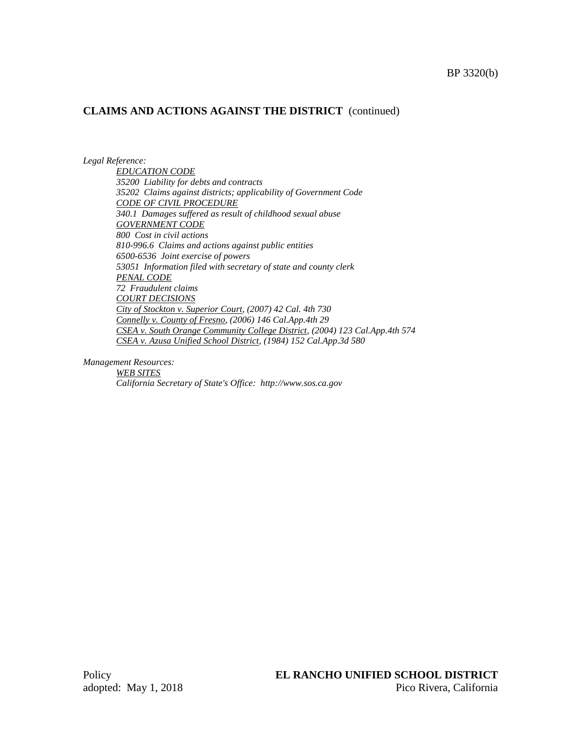## CLAIMS AND ACTIONS AGAINST THE DISTRICT (continued)

*Legal Reference:*

*EDUCATION CODE*
*35200 Liability for debts and contracts*
*35202 Claims against districts; applicability of Government Code*
*CODE OF CIVIL PROCEDURE*
*340.1 Damages suffered as result of childhood sexual abuse*
*GOVERNMENT CODE*
*800 Cost in civil actions*
*810-996.6 Claims and actions against public entities*
*6500-6536 Joint exercise of powers*
*53051 Information filed with secretary of state and county clerk*
*PENAL CODE*
*72 Fraudulent claims*
*COURT DECISIONS*
*City of Stockton v. Superior Court, (2007) 42 Cal. 4th 730*
*Connelly v. County of Fresno, (2006) 146 Cal.App.4th 29*
*CSEA v. South Orange Community College District, (2004) 123 Cal.App.4th 574*
*CSEA v. Azusa Unified School District, (1984) 152 Cal.App.3d 580*

*Management Resources:*

*WEB SITES*
*California Secretary of State's Office: http://www.sos.ca.gov*

Policy
adopted: May 1, 2018

**EL RANCHO UNIFIED SCHOOL DISTRICT**
Pico Rivera, California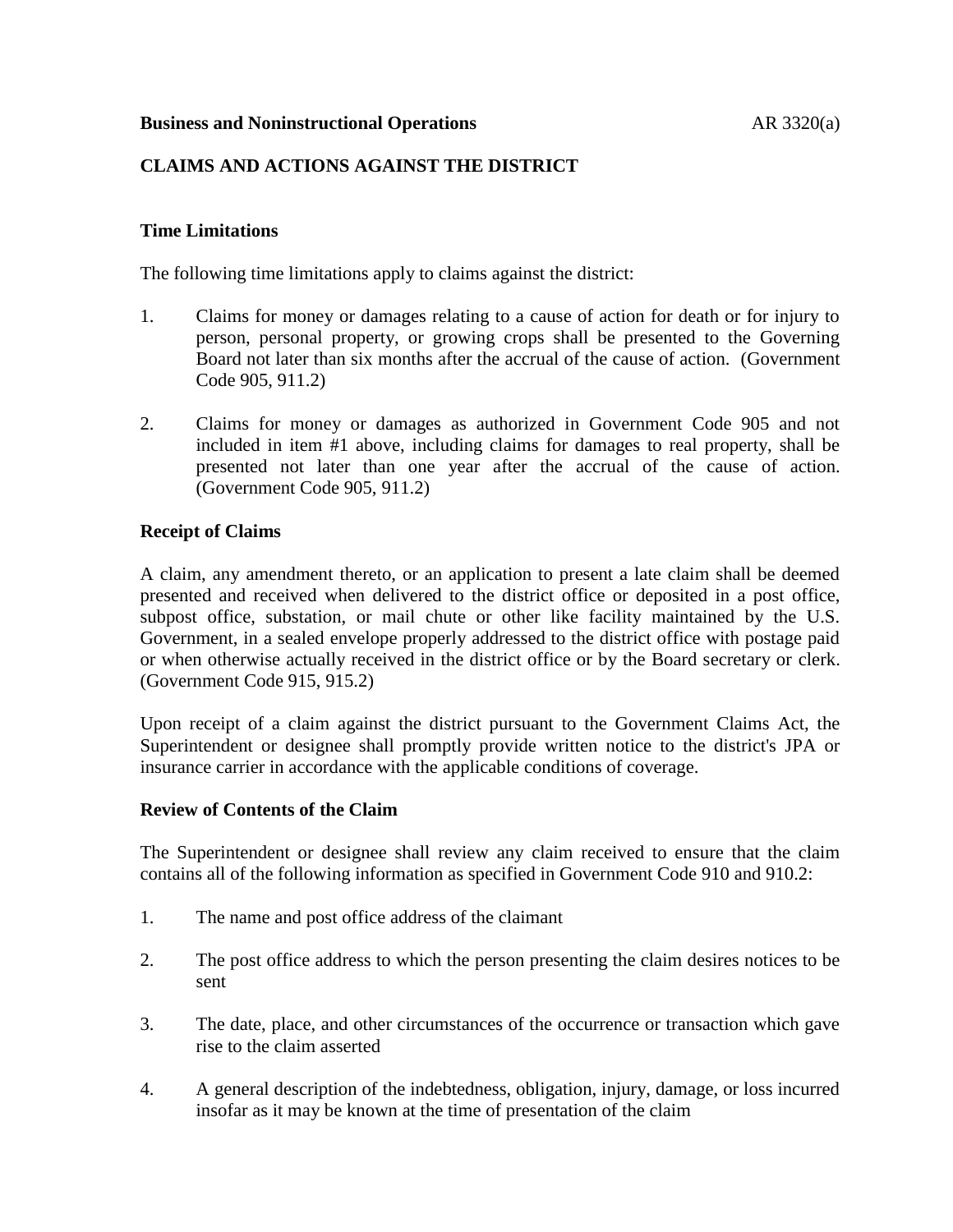**Business and Noninstructional Operations** AR 3320(a)

## CLAIMS AND ACTIONS AGAINST THE DISTRICT

### Time Limitations

The following time limitations apply to claims against the district:

1. Claims for money or damages relating to a cause of action for death or for injury to person, personal property, or growing crops shall be presented to the Governing Board not later than six months after the accrual of the cause of action. (Government Code 905, 911.2)

2. Claims for money or damages as authorized in Government Code 905 and not included in item #1 above, including claims for damages to real property, shall be presented not later than one year after the accrual of the cause of action. (Government Code 905, 911.2)

### Receipt of Claims

A claim, any amendment thereto, or an application to present a late claim shall be deemed presented and received when delivered to the district office or deposited in a post office, subpost office, substation, or mail chute or other like facility maintained by the U.S. Government, in a sealed envelope properly addressed to the district office with postage paid or when otherwise actually received in the district office or by the Board secretary or clerk. (Government Code 915, 915.2)

Upon receipt of a claim against the district pursuant to the Government Claims Act, the Superintendent or designee shall promptly provide written notice to the district's JPA or insurance carrier in accordance with the applicable conditions of coverage.

### Review of Contents of the Claim

The Superintendent or designee shall review any claim received to ensure that the claim contains all of the following information as specified in Government Code 910 and 910.2:

1. The name and post office address of the claimant

2. The post office address to which the person presenting the claim desires notices to be sent

3. The date, place, and other circumstances of the occurrence or transaction which gave rise to the claim asserted

4. A general description of the indebtedness, obligation, injury, damage, or loss incurred insofar as it may be known at the time of presentation of the claim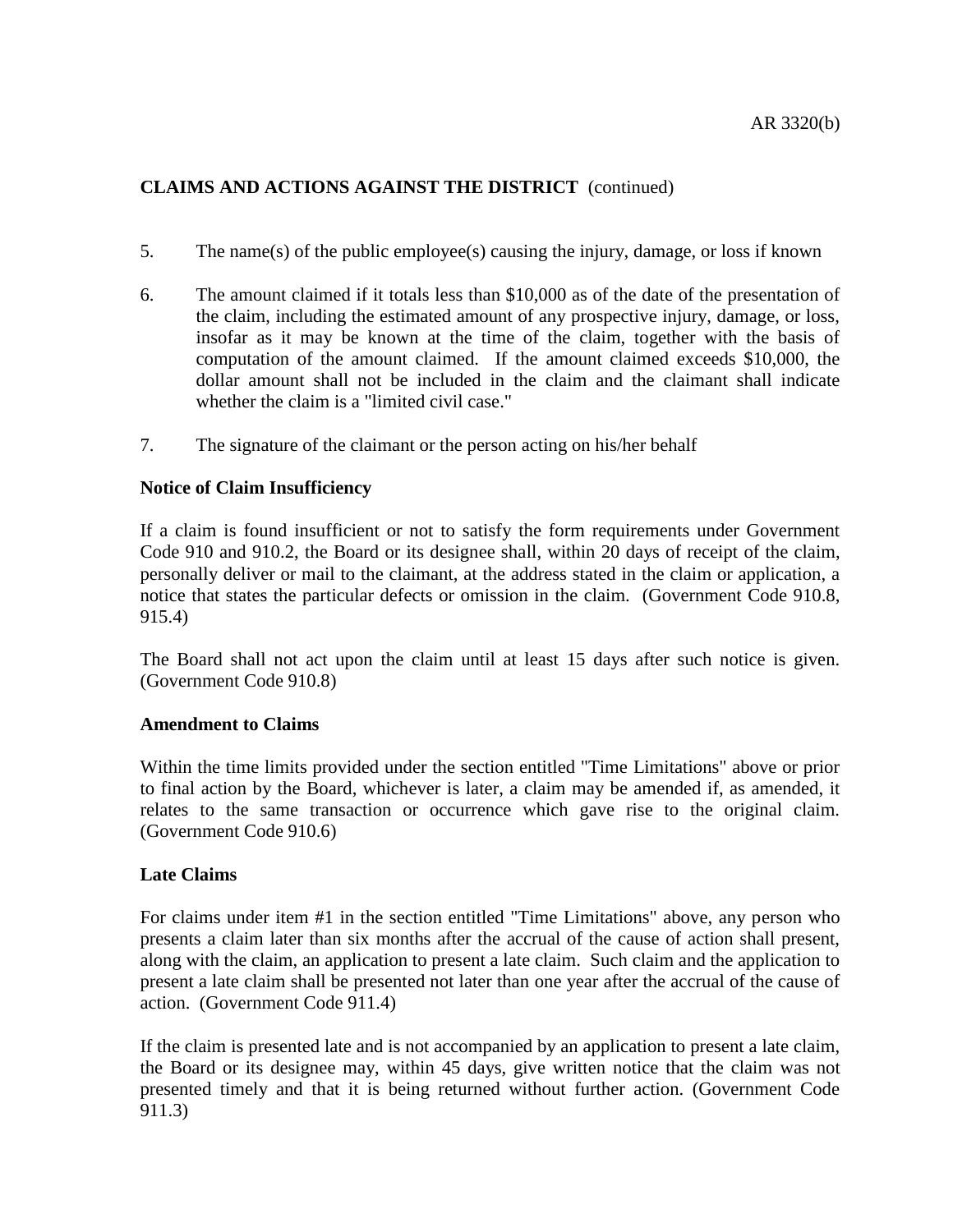**CLAIMS AND ACTIONS AGAINST THE DISTRICT** (continued)

5. The name(s) of the public employee(s) causing the injury, damage, or loss if known

6. The amount claimed if it totals less than $10,000 as of the date of the presentation of the claim, including the estimated amount of any prospective injury, damage, or loss, insofar as it may be known at the time of the claim, together with the basis of computation of the amount claimed. If the amount claimed exceeds $10,000, the dollar amount shall not be included in the claim and the claimant shall indicate whether the claim is a "limited civil case."

7. The signature of the claimant or the person acting on his/her behalf

**Notice of Claim Insufficiency**

If a claim is found insufficient or not to satisfy the form requirements under Government Code 910 and 910.2, the Board or its designee shall, within 20 days of receipt of the claim, personally deliver or mail to the claimant, at the address stated in the claim or application, a notice that states the particular defects or omission in the claim. (Government Code 910.8, 915.4)

The Board shall not act upon the claim until at least 15 days after such notice is given. (Government Code 910.8)

**Amendment to Claims**

Within the time limits provided under the section entitled "Time Limitations" above or prior to final action by the Board, whichever is later, a claim may be amended if, as amended, it relates to the same transaction or occurrence which gave rise to the original claim. (Government Code 910.6)

**Late Claims**

For claims under item #1 in the section entitled "Time Limitations" above, any person who presents a claim later than six months after the accrual of the cause of action shall present, along with the claim, an application to present a late claim. Such claim and the application to present a late claim shall be presented not later than one year after the accrual of the cause of action. (Government Code 911.4)

If the claim is presented late and is not accompanied by an application to present a late claim, the Board or its designee may, within 45 days, give written notice that the claim was not presented timely and that it is being returned without further action. (Government Code 911.3)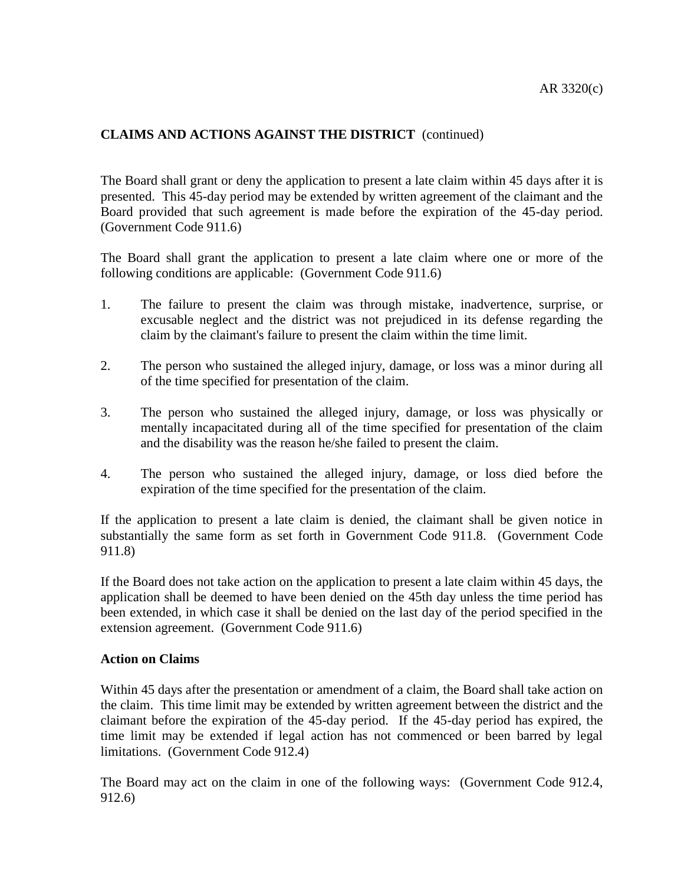**CLAIMS AND ACTIONS AGAINST THE DISTRICT** (continued)

The Board shall grant or deny the application to present a late claim within 45 days after it is presented. This 45-day period may be extended by written agreement of the claimant and the Board provided that such agreement is made before the expiration of the 45-day period. (Government Code 911.6)

The Board shall grant the application to present a late claim where one or more of the following conditions are applicable: (Government Code 911.6)

1. The failure to present the claim was through mistake, inadvertence, surprise, or excusable neglect and the district was not prejudiced in its defense regarding the claim by the claimant's failure to present the claim within the time limit.

2. The person who sustained the alleged injury, damage, or loss was a minor during all of the time specified for presentation of the claim.

3. The person who sustained the alleged injury, damage, or loss was physically or mentally incapacitated during all of the time specified for presentation of the claim and the disability was the reason he/she failed to present the claim.

4. The person who sustained the alleged injury, damage, or loss died before the expiration of the time specified for the presentation of the claim.

If the application to present a late claim is denied, the claimant shall be given notice in substantially the same form as set forth in Government Code 911.8. (Government Code 911.8)

If the Board does not take action on the application to present a late claim within 45 days, the application shall be deemed to have been denied on the 45th day unless the time period has been extended, in which case it shall be denied on the last day of the period specified in the extension agreement. (Government Code 911.6)

**Action on Claims**

Within 45 days after the presentation or amendment of a claim, the Board shall take action on the claim. This time limit may be extended by written agreement between the district and the claimant before the expiration of the 45-day period. If the 45-day period has expired, the time limit may be extended if legal action has not commenced or been barred by legal limitations. (Government Code 912.4)

The Board may act on the claim in one of the following ways: (Government Code 912.4, 912.6)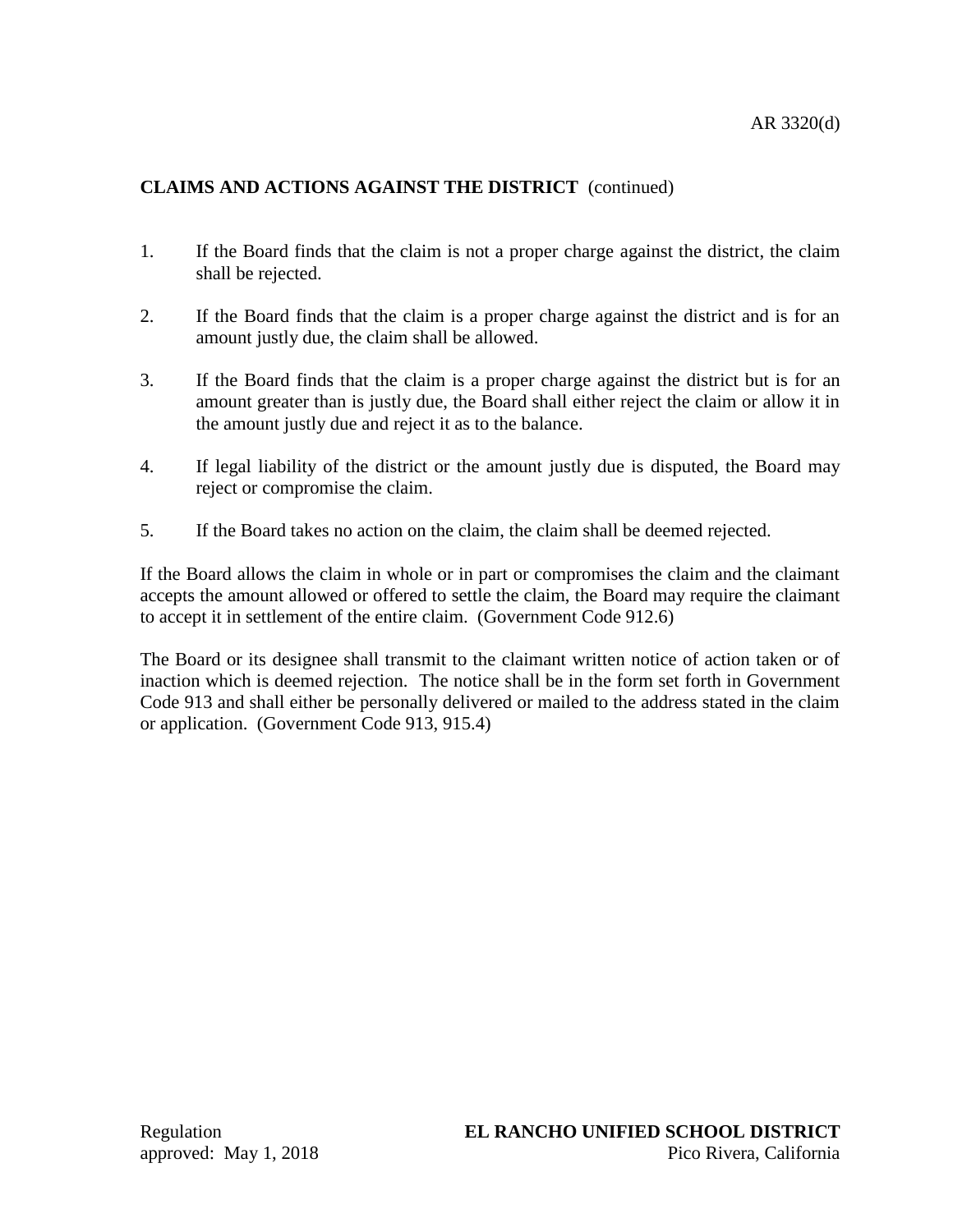**CLAIMS AND ACTIONS AGAINST THE DISTRICT** (continued)

1. If the Board finds that the claim is not a proper charge against the district, the claim shall be rejected.

2. If the Board finds that the claim is a proper charge against the district and is for an amount justly due, the claim shall be allowed.

3. If the Board finds that the claim is a proper charge against the district but is for an amount greater than is justly due, the Board shall either reject the claim or allow it in the amount justly due and reject it as to the balance.

4. If legal liability of the district or the amount justly due is disputed, the Board may reject or compromise the claim.

5. If the Board takes no action on the claim, the claim shall be deemed rejected.

If the Board allows the claim in whole or in part or compromises the claim and the claimant accepts the amount allowed or offered to settle the claim, the Board may require the claimant to accept it in settlement of the entire claim. (Government Code 912.6)

The Board or its designee shall transmit to the claimant written notice of action taken or of inaction which is deemed rejection. The notice shall be in the form set forth in Government Code 913 and shall either be personally delivered or mailed to the address stated in the claim or application. (Government Code 913, 915.4)

Regulation approved: May 1, 2018

**EL RANCHO UNIFIED SCHOOL DISTRICT**
Pico Rivera, California